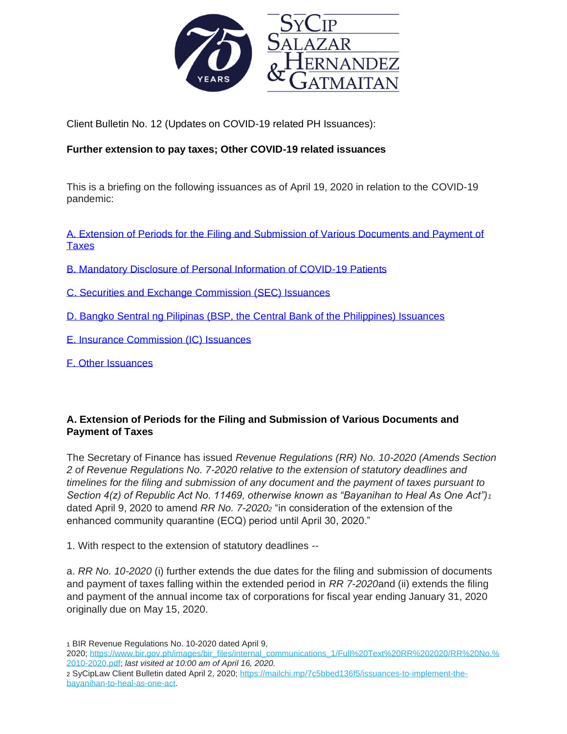Client Bulletin No. 12 (Updates on COVID-19 related PH Issuances):

**Further extension to pay taxes; Other COVID-19 related issuances**

This is a briefing on the following issuances as of April 19, 2020 in relation to the COVID-19 pandemic:

A. Extension of Periods for the Filing and Submission of Various Documents and Payment of Taxes

B. Mandatory Disclosure of Personal Information of COVID-19 Patients

C. Securities and Exchange Commission (SEC) Issuances

D. Bangko Sentral ng Pilipinas (BSP, the Central Bank of the Philippines) Issuances

E. Insurance Commission (IC) Issuances

F. Other Issuances

## A. Extension of Periods for the Filing and Submission of Various Documents and Payment of Taxes

The Secretary of Finance has issued *Revenue Regulations (RR) No. 10-2020 (Amends Section 2 of Revenue Regulations No. 7-2020 relative to the extension of statutory deadlines and timelines for the filing and submission of any document and the payment of taxes pursuant to Section 4(z) of Republic Act No. 11469, otherwise known as "Bayanihan to Heal As One Act")*[1] dated April 9, 2020 to amend *RR No. 7-2020*[2] "in consideration of the extension of the enhanced community quarantine (ECQ) period until April 30, 2020."

1. With respect to the extension of statutory deadlines --

a. *RR No. 10-2020* (i) further extends the due dates for the filing and submission of documents and payment of taxes falling within the extended period in *RR 7-2020*and (ii) extends the filing and payment of the annual income tax of corporations for fiscal year ending January 31, 2020 originally due on May 15, 2020.

[1] BIR Revenue Regulations No. 10-2020 dated April 9, 2020; https://www.bir.gov.ph/images/bir_files/internal_communications_1/Full%20Text%20RR%202020/RR%20No.%2010-2020.pdf; *last visited at 10:00 am of April 16, 2020.*

[2] SyCipLaw Client Bulletin dated April 2, 2020; https://mailchi.mp/7c5bbed136f5/issuances-to-implement-the-bayanihan-to-heal-as-one-act.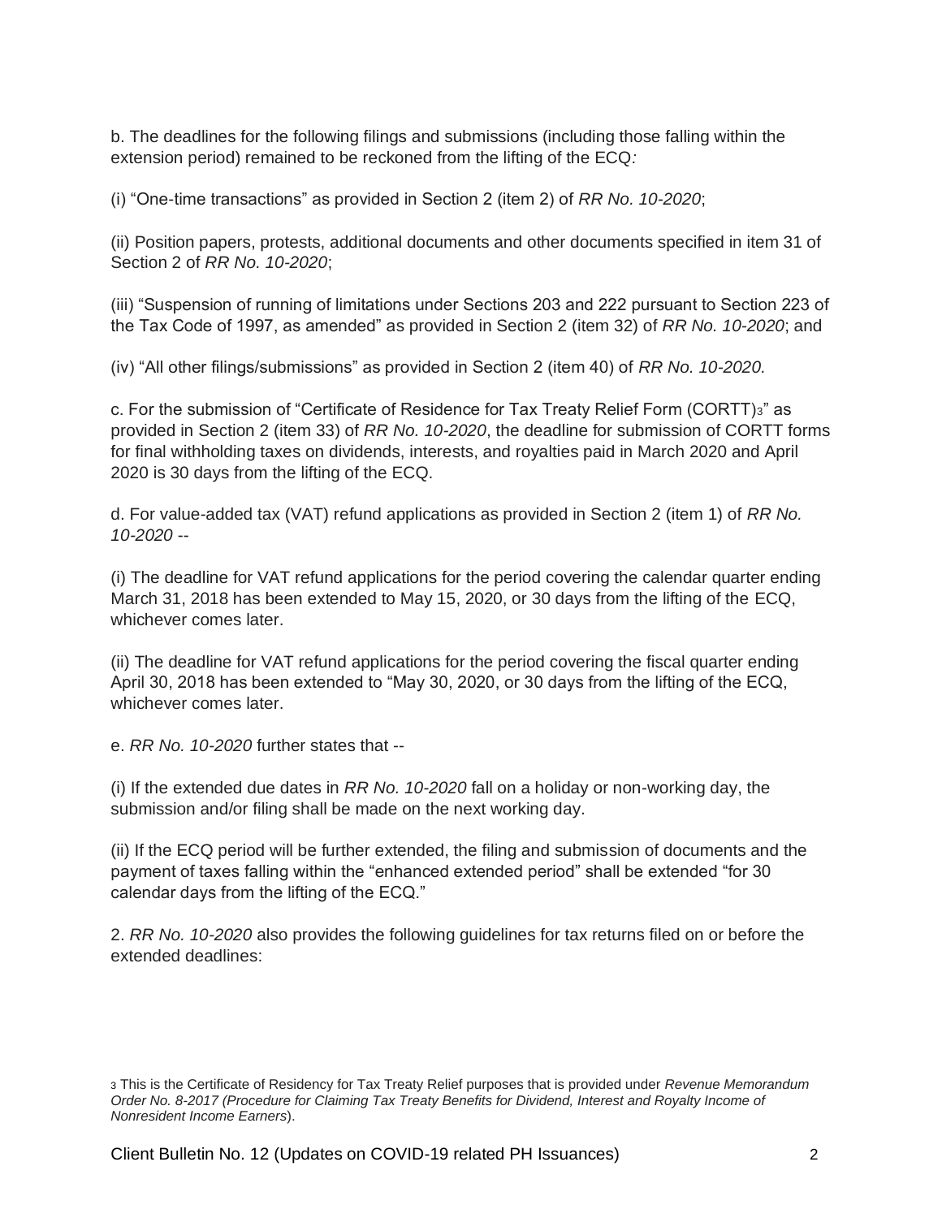b. The deadlines for the following filings and submissions (including those falling within the extension period) remained to be reckoned from the lifting of the ECQ*:*

(i) "One-time transactions" as provided in Section 2 (item 2) of *RR No. 10-2020*;

(ii) Position papers, protests, additional documents and other documents specified in item 31 of Section 2 of *RR No. 10-2020*;

(iii) "Suspension of running of limitations under Sections 203 and 222 pursuant to Section 223 of the Tax Code of 1997, as amended" as provided in Section 2 (item 32) of *RR No. 10-2020*; and

(iv) "All other filings/submissions" as provided in Section 2 (item 40) of *RR No. 10-2020.*

c. For the submission of "Certificate of Residence for Tax Treaty Relief Form (CORTT)[3]" as provided in Section 2 (item 33) of *RR No. 10-2020*, the deadline for submission of CORTT forms for final withholding taxes on dividends, interests, and royalties paid in March 2020 and April 2020 is 30 days from the lifting of the ECQ.

d. For value-added tax (VAT) refund applications as provided in Section 2 (item 1) of *RR No. 10-2020* --

(i) The deadline for VAT refund applications for the period covering the calendar quarter ending March 31, 2018 has been extended to May 15, 2020, or 30 days from the lifting of the ECQ, whichever comes later.

(ii) The deadline for VAT refund applications for the period covering the fiscal quarter ending April 30, 2018 has been extended to "May 30, 2020, or 30 days from the lifting of the ECQ, whichever comes later.

e. *RR No. 10-2020* further states that --

(i) If the extended due dates in *RR No. 10-2020* fall on a holiday or non-working day, the submission and/or filing shall be made on the next working day.

(ii) If the ECQ period will be further extended, the filing and submission of documents and the payment of taxes falling within the "enhanced extended period" shall be extended "for 30 calendar days from the lifting of the ECQ."

2. *RR No. 10-2020* also provides the following guidelines for tax returns filed on or before the extended deadlines:

[3] This is the Certificate of Residency for Tax Treaty Relief purposes that is provided under *Revenue Memorandum Order No. 8-2017 (Procedure for Claiming Tax Treaty Benefits for Dividend, Interest and Royalty Income of Nonresident Income Earners*).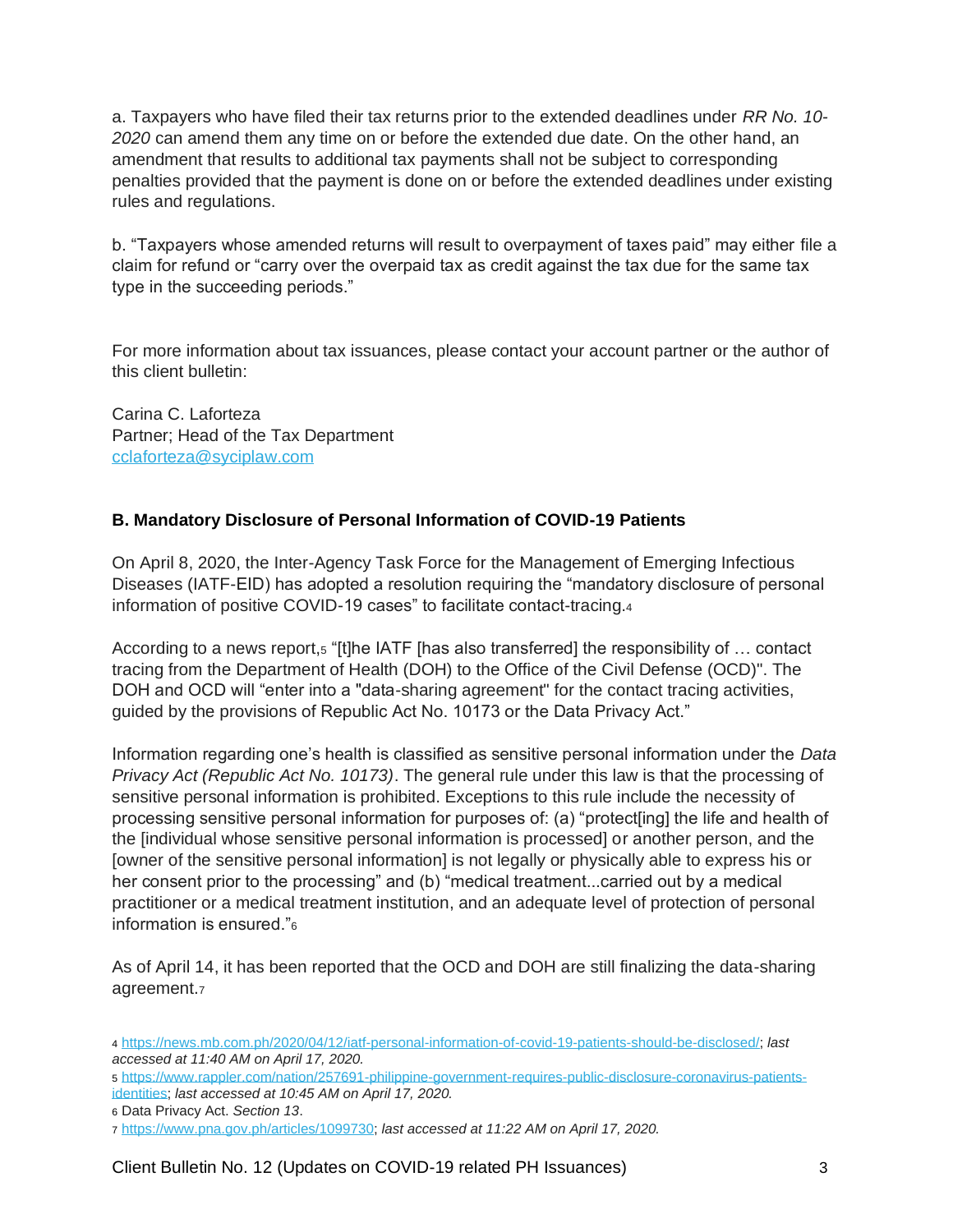a. Taxpayers who have filed their tax returns prior to the extended deadlines under *RR No. 10-2020* can amend them any time on or before the extended due date. On the other hand, an amendment that results to additional tax payments shall not be subject to corresponding penalties provided that the payment is done on or before the extended deadlines under existing rules and regulations.

b. "Taxpayers whose amended returns will result to overpayment of taxes paid" may either file a claim for refund or "carry over the overpaid tax as credit against the tax due for the same tax type in the succeeding periods."

For more information about tax issuances, please contact your account partner or the author of this client bulletin:

Carina C. Laforteza
Partner; Head of the Tax Department
cclaforteza@syciplaw.com

**B. Mandatory Disclosure of Personal Information of COVID-19 Patients**

On April 8, 2020, the Inter-Agency Task Force for the Management of Emerging Infectious Diseases (IATF-EID) has adopted a resolution requiring the "mandatory disclosure of personal information of positive COVID-19 cases" to facilitate contact-tracing.[4]

According to a news report,[5] "[t]he IATF [has also transferred] the responsibility of … contact tracing from the Department of Health (DOH) to the Office of the Civil Defense (OCD)". The DOH and OCD will "enter into a "data-sharing agreement" for the contact tracing activities, guided by the provisions of Republic Act No. 10173 or the Data Privacy Act."

Information regarding one's health is classified as sensitive personal information under the *Data Privacy Act (Republic Act No. 10173)*. The general rule under this law is that the processing of sensitive personal information is prohibited. Exceptions to this rule include the necessity of processing sensitive personal information for purposes of: (a) "protect[ing] the life and health of the [individual whose sensitive personal information is processed] or another person, and the [owner of the sensitive personal information] is not legally or physically able to express his or her consent prior to the processing" and (b) "medical treatment...carried out by a medical practitioner or a medical treatment institution, and an adequate level of protection of personal information is ensured."[6]

As of April 14, it has been reported that the OCD and DOH are still finalizing the data-sharing agreement.[7]

[4] https://news.mb.com.ph/2020/04/12/iatf-personal-information-of-covid-19-patients-should-be-disclosed/; *last accessed at 11:40 AM on April 17, 2020.*

[5] https://www.rappler.com/nation/257691-philippine-government-requires-public-disclosure-coronavirus-patients-identities; *last accessed at 10:45 AM on April 17, 2020.*

[6] Data Privacy Act. *Section 13*.

[7] https://www.pna.gov.ph/articles/1099730; *last accessed at 11:22 AM on April 17, 2020.*

Client Bulletin No. 12 (Updates on COVID-19 related PH Issuances)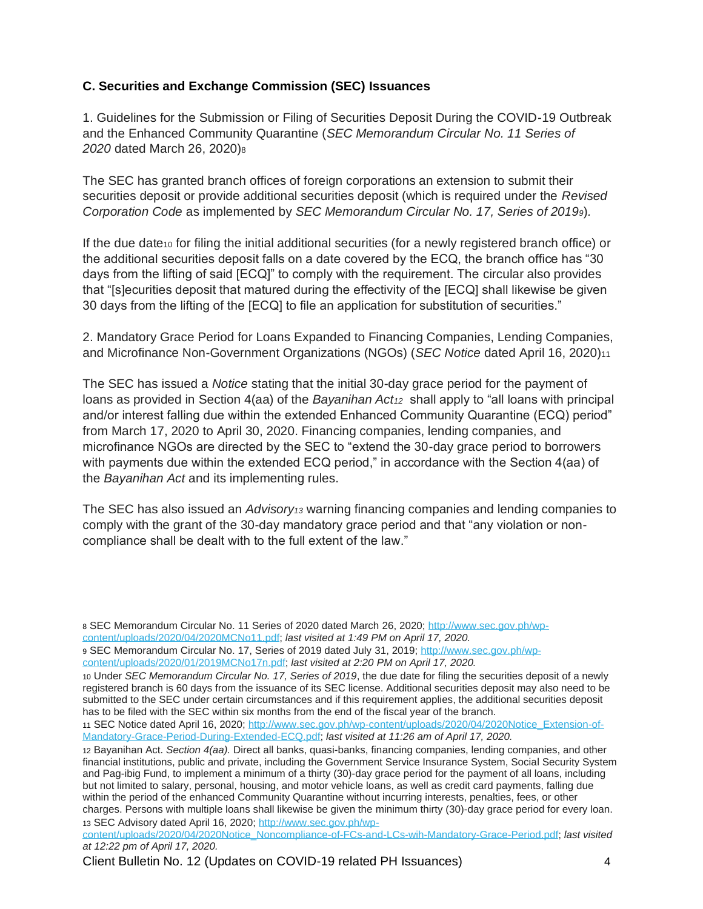**C. Securities and Exchange Commission (SEC) Issuances**

1. Guidelines for the Submission or Filing of Securities Deposit During the COVID-19 Outbreak and the Enhanced Community Quarantine (*SEC Memorandum Circular No. 11 Series of 2020* dated March 26, 2020)[8]

The SEC has granted branch offices of foreign corporations an extension to submit their securities deposit or provide additional securities deposit (which is required under the *Revised Corporation Code* as implemented by *SEC Memorandum Circular No. 17, Series of 2019*[9]).

If the due date[10] for filing the initial additional securities (for a newly registered branch office) or the additional securities deposit falls on a date covered by the ECQ, the branch office has "30 days from the lifting of said [ECQ]" to comply with the requirement. The circular also provides that "[s]ecurities deposit that matured during the effectivity of the [ECQ] shall likewise be given 30 days from the lifting of the [ECQ] to file an application for substitution of securities."

2. Mandatory Grace Period for Loans Expanded to Financing Companies, Lending Companies, and Microfinance Non-Government Organizations (NGOs) (*SEC Notice* dated April 16, 2020)[11]

The SEC has issued a *Notice* stating that the initial 30-day grace period for the payment of loans as provided in Section 4(aa) of the *Bayanihan Act*[12] shall apply to "all loans with principal and/or interest falling due within the extended Enhanced Community Quarantine (ECQ) period" from March 17, 2020 to April 30, 2020. Financing companies, lending companies, and microfinance NGOs are directed by the SEC to "extend the 30-day grace period to borrowers with payments due within the extended ECQ period," in accordance with the Section 4(aa) of the *Bayanihan Act* and its implementing rules.

The SEC has also issued an *Advisory*[13] warning financing companies and lending companies to comply with the grant of the 30-day mandatory grace period and that "any violation or non-compliance shall be dealt with to the full extent of the law."

---

[8] SEC Memorandum Circular No. 11 Series of 2020 dated March 26, 2020; http://www.sec.gov.ph/wp-content/uploads/2020/04/2020MCNo11.pdf; *last visited at 1:49 PM on April 17, 2020.*

[9] SEC Memorandum Circular No. 17, Series of 2019 dated July 31, 2019; http://www.sec.gov.ph/wp-content/uploads/2020/01/2019MCNo17n.pdf; *last visited at 2:20 PM on April 17, 2020.*

[10] Under *SEC Memorandum Circular No. 17, Series of 2019*, the due date for filing the securities deposit of a newly registered branch is 60 days from the issuance of its SEC license. Additional securities deposit may also need to be submitted to the SEC under certain circumstances and if this requirement applies, the additional securities deposit has to be filed with the SEC within six months from the end of the fiscal year of the branch.

[11] SEC Notice dated April 16, 2020; http://www.sec.gov.ph/wp-content/uploads/2020/04/2020Notice_Extension-of-Mandatory-Grace-Period-During-Extended-ECQ.pdf; *last visited at 11:26 am of April 17, 2020.*

[12] Bayanihan Act. *Section 4(aa).* Direct all banks, quasi-banks, financing companies, lending companies, and other financial institutions, public and private, including the Government Service Insurance System, Social Security System and Pag-ibig Fund, to implement a minimum of a thirty (30)-day grace period for the payment of all loans, including but not limited to salary, personal, housing, and motor vehicle loans, as well as credit card payments, falling due within the period of the enhanced Community Quarantine without incurring interests, penalties, fees, or other charges. Persons with multiple loans shall likewise be given the minimum thirty (30)-day grace period for every loan.

[13] SEC Advisory dated April 16, 2020; http://www.sec.gov.ph/wp-content/uploads/2020/04/2020Notice_Noncompliance-of-FCs-and-LCs-wih-Mandatory-Grace-Period.pdf; *last visited at 12:22 pm of April 17, 2020.*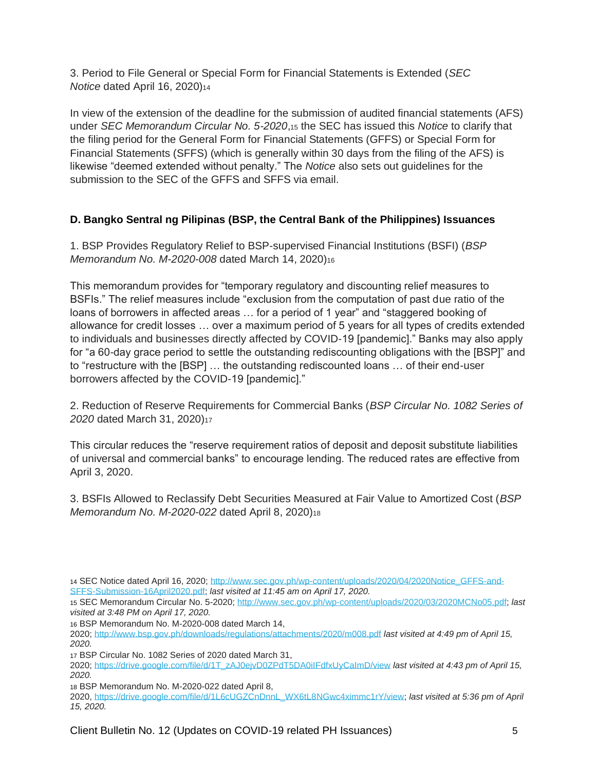3. Period to File General or Special Form for Financial Statements is Extended (*SEC Notice* dated April 16, 2020)[14]

In view of the extension of the deadline for the submission of audited financial statements (AFS) under *SEC Memorandum Circular No. 5-2020*,[15] the SEC has issued this *Notice* to clarify that the filing period for the General Form for Financial Statements (GFFS) or Special Form for Financial Statements (SFFS) (which is generally within 30 days from the filing of the AFS) is likewise "deemed extended without penalty." The *Notice* also sets out guidelines for the submission to the SEC of the GFFS and SFFS via email.

**D. Bangko Sentral ng Pilipinas (BSP, the Central Bank of the Philippines) Issuances**

1. BSP Provides Regulatory Relief to BSP-supervised Financial Institutions (BSFI) (*BSP Memorandum No. M-2020-008* dated March 14, 2020)[16]

This memorandum provides for "temporary regulatory and discounting relief measures to BSFIs." The relief measures include "exclusion from the computation of past due ratio of the loans of borrowers in affected areas … for a period of 1 year" and "staggered booking of allowance for credit losses … over a maximum period of 5 years for all types of credits extended to individuals and businesses directly affected by COVID-19 [pandemic]." Banks may also apply for "a 60-day grace period to settle the outstanding rediscounting obligations with the [BSP]" and to "restructure with the [BSP] … the outstanding rediscounted loans … of their end-user borrowers affected by the COVID-19 [pandemic]."

2. Reduction of Reserve Requirements for Commercial Banks (*BSP Circular No. 1082 Series of 2020* dated March 31, 2020)[17]

This circular reduces the "reserve requirement ratios of deposit and deposit substitute liabilities of universal and commercial banks" to encourage lending. The reduced rates are effective from April 3, 2020.

3. BSFIs Allowed to Reclassify Debt Securities Measured at Fair Value to Amortized Cost (*BSP Memorandum No. M-2020-022* dated April 8, 2020)[18]

---

[14] SEC Notice dated April 16, 2020; http://www.sec.gov.ph/wp-content/uploads/2020/04/2020Notice_GFFS-and-SFFS-Submission-16April2020.pdf; *last visited at 11:45 am on April 17, 2020.*

[15] SEC Memorandum Circular No. 5-2020; http://www.sec.gov.ph/wp-content/uploads/2020/03/2020MCNo05.pdf; *last visited at 3:48 PM on April 17, 2020.*

[16] BSP Memorandum No. M-2020-008 dated March 14, 2020; http://www.bsp.gov.ph/downloads/regulations/attachments/2020/m008.pdf *last visited at 4:49 pm of April 15, 2020.*

[17] BSP Circular No. 1082 Series of 2020 dated March 31, 2020; https://drive.google.com/file/d/1T_zAJ0ejvD0ZPdT5DA0iIFdfxUyCaImD/view *last visited at 4:43 pm of April 15, 2020.*

[18] BSP Memorandum No. M-2020-022 dated April 8, 2020, https://drive.google.com/file/d/1L6cUGZCnDnnL_WX6tL8NGwc4ximmc1rY/view; *last visited at 5:36 pm of April 15, 2020.*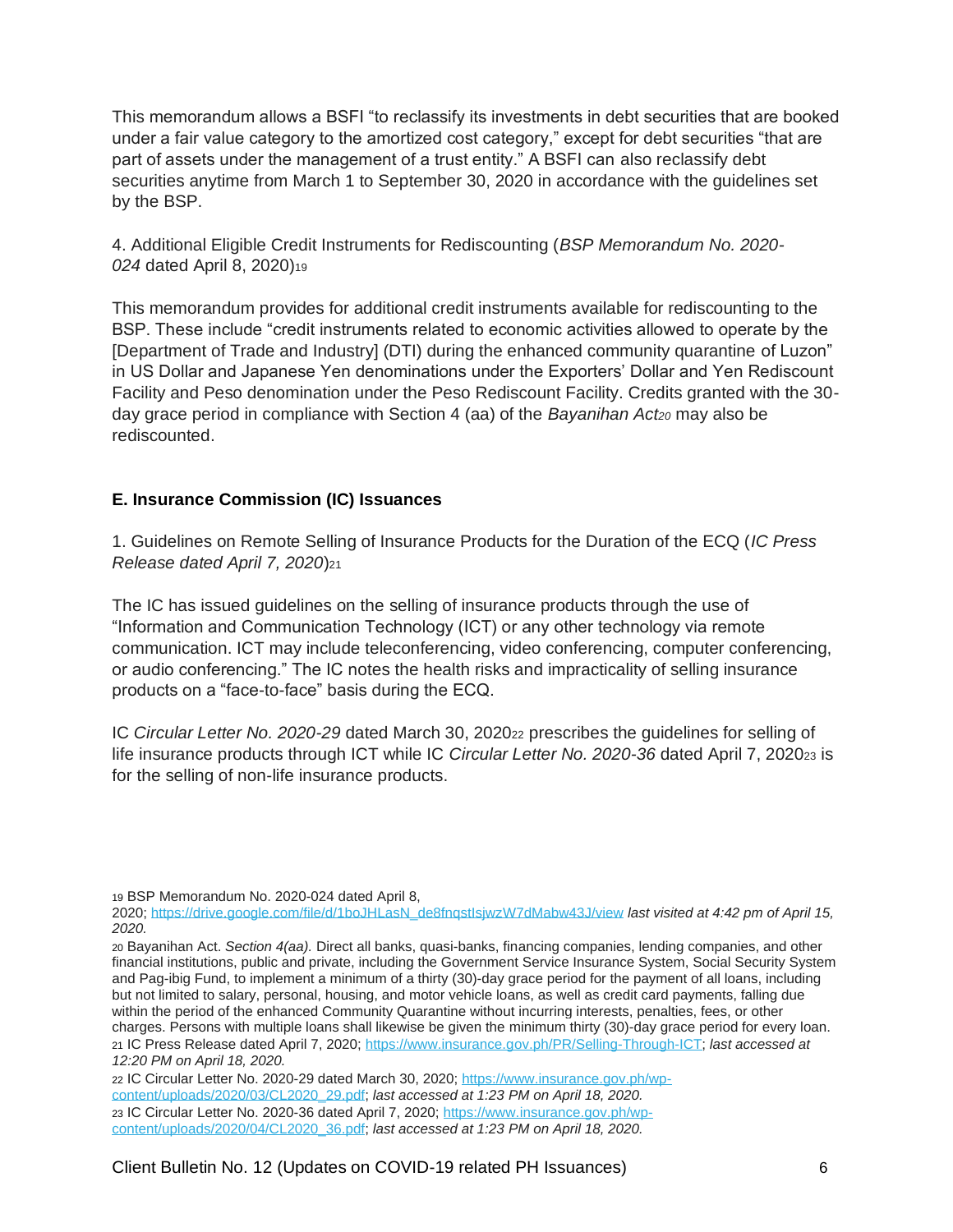This memorandum allows a BSFI "to reclassify its investments in debt securities that are booked under a fair value category to the amortized cost category," except for debt securities "that are part of assets under the management of a trust entity." A BSFI can also reclassify debt securities anytime from March 1 to September 30, 2020 in accordance with the guidelines set by the BSP.

4. Additional Eligible Credit Instruments for Rediscounting (*BSP Memorandum No. 2020-024* dated April 8, 2020)[19]

This memorandum provides for additional credit instruments available for rediscounting to the BSP. These include "credit instruments related to economic activities allowed to operate by the [Department of Trade and Industry] (DTI) during the enhanced community quarantine of Luzon" in US Dollar and Japanese Yen denominations under the Exporters' Dollar and Yen Rediscount Facility and Peso denomination under the Peso Rediscount Facility. Credits granted with the 30-day grace period in compliance with Section 4 (aa) of the *Bayanihan Act*[20] may also be rediscounted.

### E. Insurance Commission (IC) Issuances

1. Guidelines on Remote Selling of Insurance Products for the Duration of the ECQ (*IC Press Release dated April 7, 2020*)[21]

The IC has issued guidelines on the selling of insurance products through the use of "Information and Communication Technology (ICT) or any other technology via remote communication. ICT may include teleconferencing, video conferencing, computer conferencing, or audio conferencing." The IC notes the health risks and impracticality of selling insurance products on a "face-to-face" basis during the ECQ.

IC *Circular Letter No. 2020-29* dated March 30, 2020[22] prescribes the guidelines for selling of life insurance products through ICT while IC *Circular Letter No. 2020-36* dated April 7, 2020[23] is for the selling of non-life insurance products.

---

[19] BSP Memorandum No. 2020-024 dated April 8, 2020; https://drive.google.com/file/d/1boJHLasN_de8fnqstIsjwzW7dMabw43J/view *last visited at 4:42 pm of April 15, 2020.*

[20] Bayanihan Act. *Section 4(aa).* Direct all banks, quasi-banks, financing companies, lending companies, and other financial institutions, public and private, including the Government Service Insurance System, Social Security System and Pag-ibig Fund, to implement a minimum of a thirty (30)-day grace period for the payment of all loans, including but not limited to salary, personal, housing, and motor vehicle loans, as well as credit card payments, falling due within the period of the enhanced Community Quarantine without incurring interests, penalties, fees, or other charges. Persons with multiple loans shall likewise be given the minimum thirty (30)-day grace period for every loan.

[21] IC Press Release dated April 7, 2020; https://www.insurance.gov.ph/PR/Selling-Through-ICT; *last accessed at 12:20 PM on April 18, 2020.*

[22] IC Circular Letter No. 2020-29 dated March 30, 2020; https://www.insurance.gov.ph/wp-content/uploads/2020/03/CL2020_29.pdf; *last accessed at 1:23 PM on April 18, 2020.*

[23] IC Circular Letter No. 2020-36 dated April 7, 2020; https://www.insurance.gov.ph/wp-content/uploads/2020/04/CL2020_36.pdf; *last accessed at 1:23 PM on April 18, 2020.*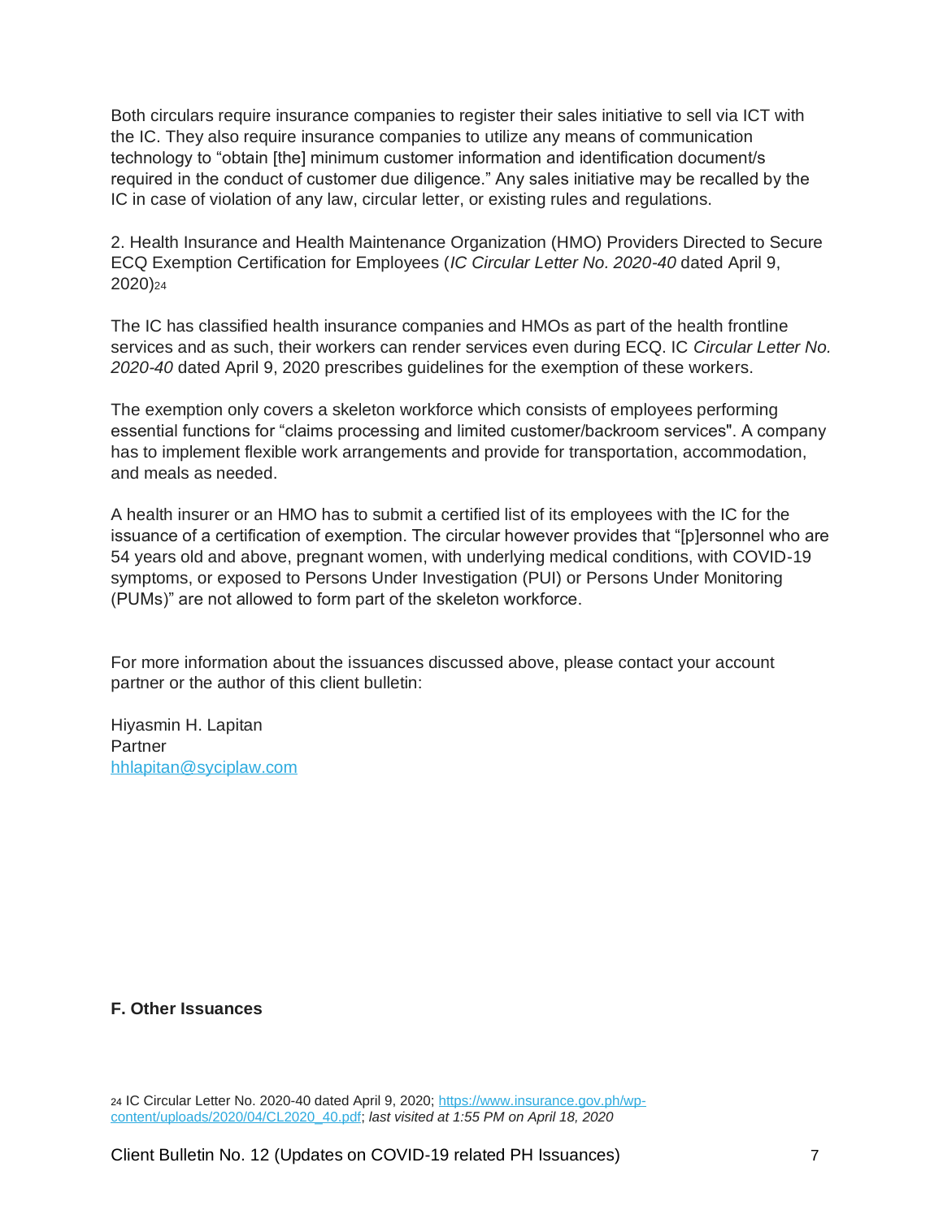Both circulars require insurance companies to register their sales initiative to sell via ICT with the IC. They also require insurance companies to utilize any means of communication technology to "obtain [the] minimum customer information and identification document/s required in the conduct of customer due diligence." Any sales initiative may be recalled by the IC in case of violation of any law, circular letter, or existing rules and regulations.

2. Health Insurance and Health Maintenance Organization (HMO) Providers Directed to Secure ECQ Exemption Certification for Employees (*IC Circular Letter No. 2020-40* dated April 9, 2020)[24]

The IC has classified health insurance companies and HMOs as part of the health frontline services and as such, their workers can render services even during ECQ. IC *Circular Letter No. 2020-40* dated April 9, 2020 prescribes guidelines for the exemption of these workers.

The exemption only covers a skeleton workforce which consists of employees performing essential functions for "claims processing and limited customer/backroom services". A company has to implement flexible work arrangements and provide for transportation, accommodation, and meals as needed.

A health insurer or an HMO has to submit a certified list of its employees with the IC for the issuance of a certification of exemption. The circular however provides that "[p]ersonnel who are 54 years old and above, pregnant women, with underlying medical conditions, with COVID-19 symptoms, or exposed to Persons Under Investigation (PUI) or Persons Under Monitoring (PUMs)" are not allowed to form part of the skeleton workforce.

For more information about the issuances discussed above, please contact your account partner or the author of this client bulletin:

Hiyasmin H. Lapitan
Partner
hhlapitan@syciplaw.com

**F. Other Issuances**

[24] IC Circular Letter No. 2020-40 dated April 9, 2020; https://www.insurance.gov.ph/wp-content/uploads/2020/04/CL2020_40.pdf; *last visited at 1:55 PM on April 18, 2020*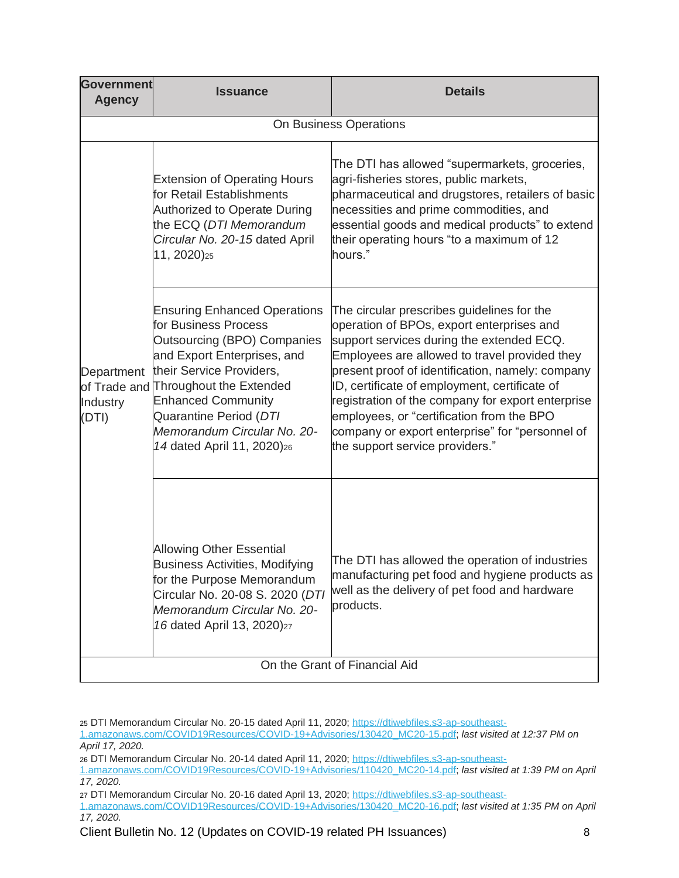| Government Agency | Issuance | Details |
|---|---|---|
| On Business Operations | | |
| Department of Trade and Industry (DTI) | Extension of Operating Hours for Retail Establishments Authorized to Operate During the ECQ (*DTI Memorandum Circular No. 20-15* dated April 11, 2020)[25] | The DTI has allowed "supermarkets, groceries, agri-fisheries stores, public markets, pharmaceutical and drugstores, retailers of basic necessities and prime commodities, and essential goods and medical products" to extend their operating hours "to a maximum of 12 hours." |
| | Ensuring Enhanced Operations for Business Process Outsourcing (BPO) Companies and Export Enterprises, and their Service Providers, Throughout the Extended Enhanced Community Quarantine Period (*DTI Memorandum Circular No. 20-14* dated April 11, 2020)[26] | The circular prescribes guidelines for the operation of BPOs, export enterprises and support services during the extended ECQ. Employees are allowed to travel provided they present proof of identification, namely: company ID, certificate of employment, certificate of registration of the company for export enterprise employees, or "certification from the BPO company or export enterprise" for "personnel of the support service providers." |
| | Allowing Other Essential Business Activities, Modifying for the Purpose Memorandum Circular No. 20-08 S. 2020 (*DTI Memorandum Circular No. 20-16* dated April 13, 2020)[27] | The DTI has allowed the operation of industries manufacturing pet food and hygiene products as well as the delivery of pet food and hardware products. |
| On the Grant of Financial Aid | | |

[25] DTI Memorandum Circular No. 20-15 dated April 11, 2020; https://dtiwebfiles.s3-ap-southeast-1.amazonaws.com/COVID19Resources/COVID-19+Advisories/130420_MC20-15.pdf; *last visited at 12:37 PM on April 17, 2020.*

[26] DTI Memorandum Circular No. 20-14 dated April 11, 2020; https://dtiwebfiles.s3-ap-southeast-1.amazonaws.com/COVID19Resources/COVID-19+Advisories/110420_MC20-14.pdf; *last visited at 1:39 PM on April 17, 2020.*

[27] DTI Memorandum Circular No. 20-16 dated April 13, 2020; https://dtiwebfiles.s3-ap-southeast-1.amazonaws.com/COVID19Resources/COVID-19+Advisories/130420_MC20-16.pdf; *last visited at 1:35 PM on April 17, 2020.*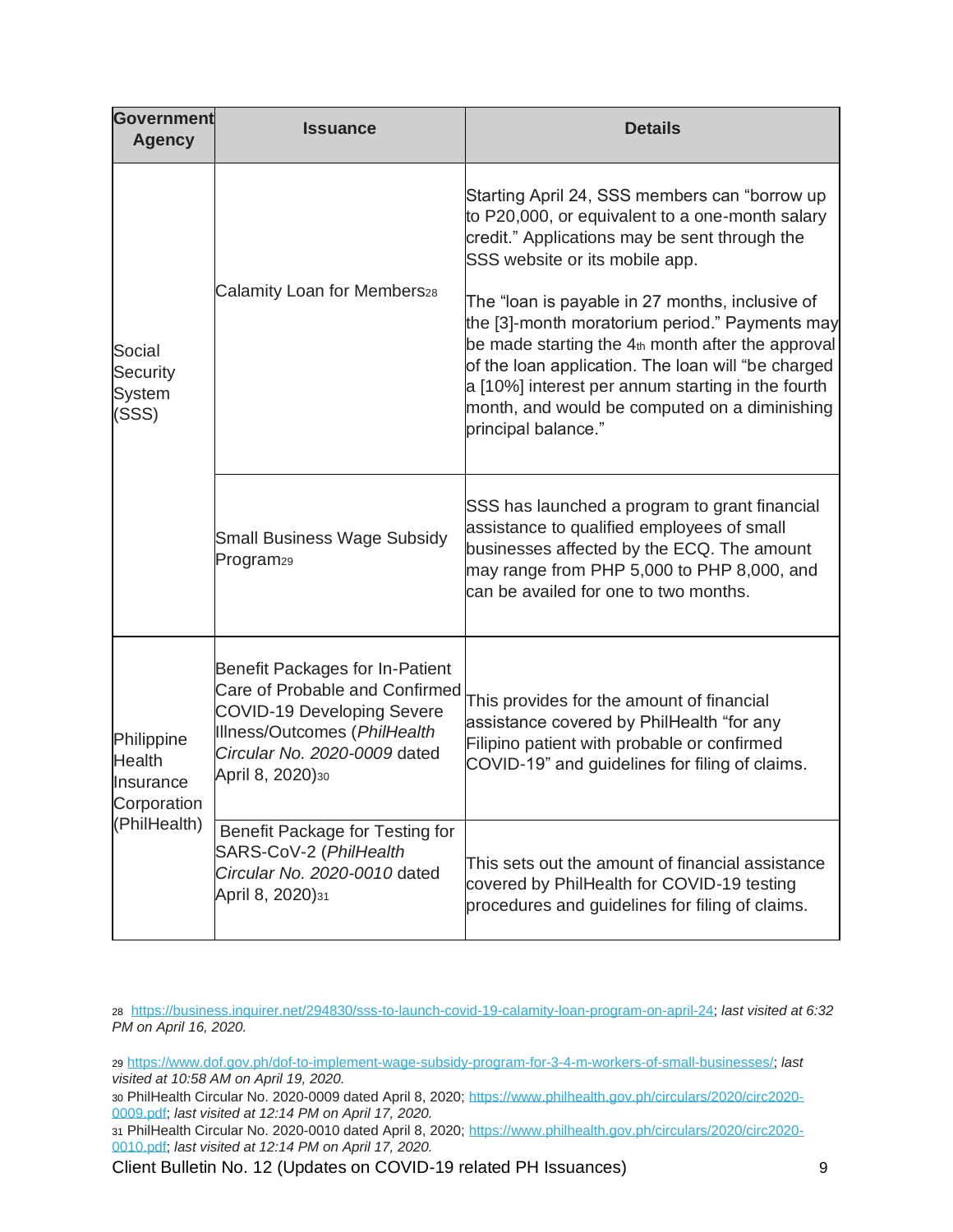| Government Agency | Issuance | Details |
|---|---|---|
| Social Security System (SSS) | Calamity Loan for Members[28] | Starting April 24, SSS members can "borrow up to P20,000, or equivalent to a one-month salary credit." Applications may be sent through the SSS website or its mobile app.<br><br>The "loan is payable in 27 months, inclusive of the [3]-month moratorium period." Payments may be made starting the 4th month after the approval of the loan application. The loan will "be charged a [10%] interest per annum starting in the fourth month, and would be computed on a diminishing principal balance." |
| | Small Business Wage Subsidy Program[29] | SSS has launched a program to grant financial assistance to qualified employees of small businesses affected by the ECQ. The amount may range from PHP 5,000 to PHP 8,000, and can be availed for one to two months. |
| Philippine Health Insurance Corporation (PhilHealth) | Benefit Packages for In-Patient Care of Probable and Confirmed COVID-19 Developing Severe Illness/Outcomes (*PhilHealth Circular No. 2020-0009* dated April 8, 2020)[30] | This provides for the amount of financial assistance covered by PhilHealth "for any Filipino patient with probable or confirmed COVID-19" and guidelines for filing of claims. |
| | Benefit Package for Testing for SARS-CoV-2 (*PhilHealth Circular No. 2020-0010* dated April 8, 2020)[31] | This sets out the amount of financial assistance covered by PhilHealth for COVID-19 testing procedures and guidelines for filing of claims. |

[28] https://business.inquirer.net/294830/sss-to-launch-covid-19-calamity-loan-program-on-april-24; *last visited at 6:32 PM on April 16, 2020.*

[29] https://www.dof.gov.ph/dof-to-implement-wage-subsidy-program-for-3-4-m-workers-of-small-businesses/; *last visited at 10:58 AM on April 19, 2020.*

[30] PhilHealth Circular No. 2020-0009 dated April 8, 2020; https://www.philhealth.gov.ph/circulars/2020/circ2020-0009.pdf; *last visited at 12:14 PM on April 17, 2020.*

[31] PhilHealth Circular No. 2020-0010 dated April 8, 2020; https://www.philhealth.gov.ph/circulars/2020/circ2020-0010.pdf; *last visited at 12:14 PM on April 17, 2020.*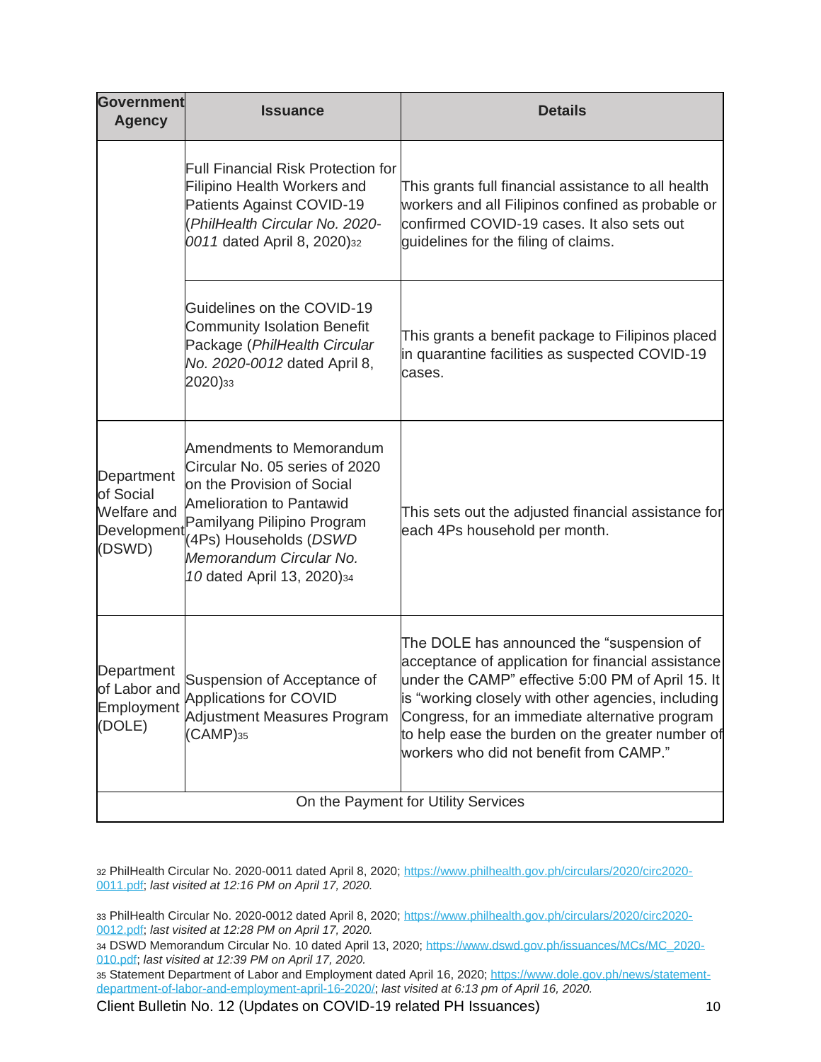| Government Agency | Issuance | Details |
|---|---|---|
| | Full Financial Risk Protection for Filipino Health Workers and Patients Against COVID-19 (*PhilHealth Circular No. 2020-0011* dated April 8, 2020)[32] | This grants full financial assistance to all health workers and all Filipinos confined as probable or confirmed COVID-19 cases. It also sets out guidelines for the filing of claims. |
| | Guidelines on the COVID-19 Community Isolation Benefit Package (*PhilHealth Circular No. 2020-0012* dated April 8, 2020)[33] | This grants a benefit package to Filipinos placed in quarantine facilities as suspected COVID-19 cases. |
| Department of Social Welfare and Development (DSWD) | Amendments to Memorandum Circular No. 05 series of 2020 on the Provision of Social Amelioration to Pantawid Pamilyang Pilipino Program (4Ps) Households (*DSWD Memorandum Circular No. 10* dated April 13, 2020)[34] | This sets out the adjusted financial assistance for each 4Ps household per month. |
| Department of Labor and Employment (DOLE) | Suspension of Acceptance of Applications for COVID Adjustment Measures Program (CAMP)[35] | The DOLE has announced the "suspension of acceptance of application for financial assistance under the CAMP" effective 5:00 PM of April 15. It is "working closely with other agencies, including Congress, for an immediate alternative program to help ease the burden on the greater number of workers who did not benefit from CAMP." |
| On the Payment for Utility Services | | |

[32] PhilHealth Circular No. 2020-0011 dated April 8, 2020; https://www.philhealth.gov.ph/circulars/2020/circ2020-0011.pdf; *last visited at 12:16 PM on April 17, 2020.*

[33] PhilHealth Circular No. 2020-0012 dated April 8, 2020; https://www.philhealth.gov.ph/circulars/2020/circ2020-0012.pdf; *last visited at 12:28 PM on April 17, 2020.*

[34] DSWD Memorandum Circular No. 10 dated April 13, 2020; https://www.dswd.gov.ph/issuances/MCs/MC_2020-010.pdf; *last visited at 12:39 PM on April 17, 2020.*

[35] Statement Department of Labor and Employment dated April 16, 2020; https://www.dole.gov.ph/news/statement-department-of-labor-and-employment-april-16-2020/; *last visited at 6:13 pm of April 16, 2020.*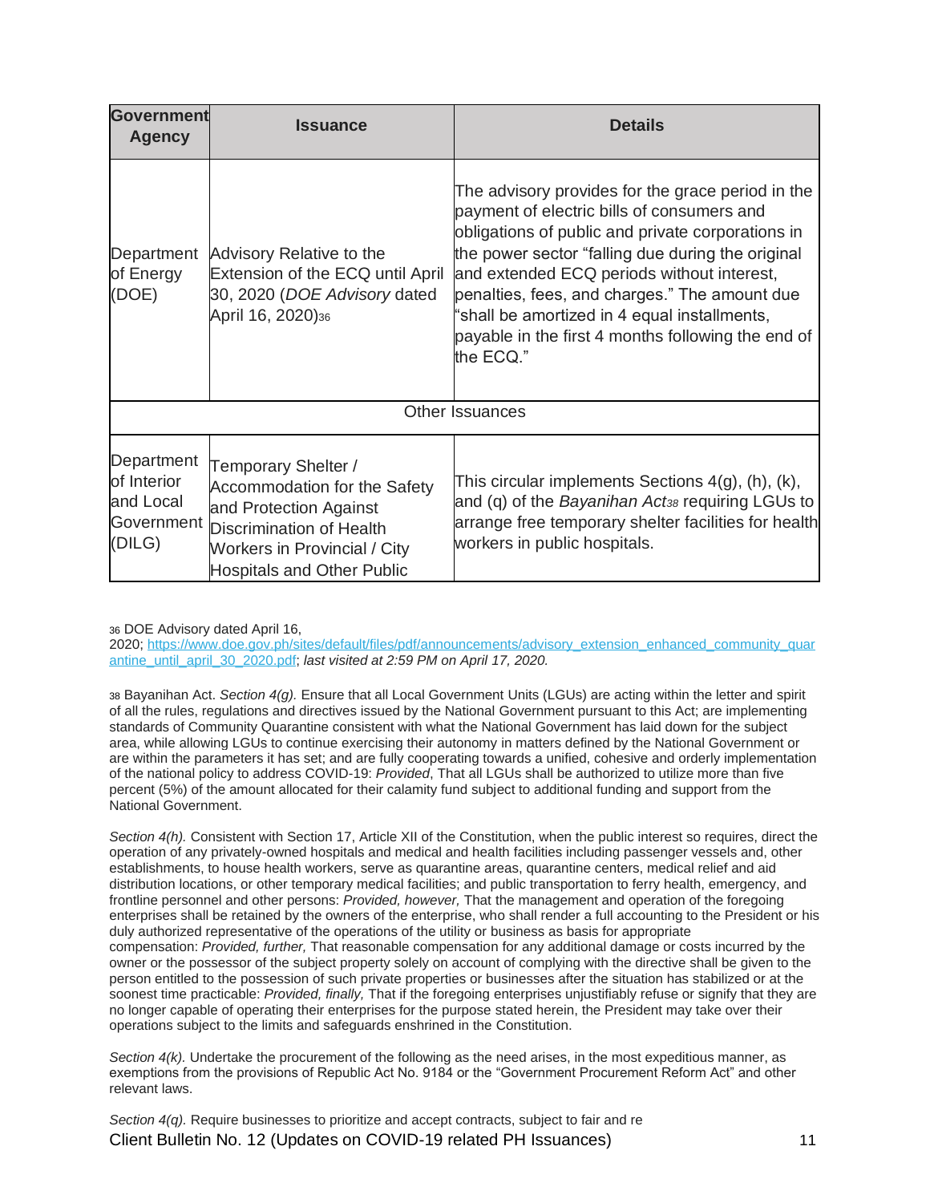| Government Agency | Issuance | Details |
|---|---|---|
| Department of Energy (DOE) | Advisory Relative to the Extension of the ECQ until April 30, 2020 (*DOE Advisory* dated April 16, 2020)[36] | The advisory provides for the grace period in the payment of electric bills of consumers and obligations of public and private corporations in the power sector "falling due during the original and extended ECQ periods without interest, penalties, fees, and charges." The amount due "shall be amortized in 4 equal installments, payable in the first 4 months following the end of the ECQ." |
| Other Issuances | | |
| Department of Interior and Local Government (DILG) | Temporary Shelter / Accommodation for the Safety and Protection Against Discrimination of Health Workers in Provincial / City Hospitals and Other Public | This circular implements Sections 4(g), (h), (k), and (q) of the *Bayanihan Act*[38] requiring LGUs to arrange free temporary shelter facilities for health workers in public hospitals. |

[36] DOE Advisory dated April 16, 2020; https://www.doe.gov.ph/sites/default/files/pdf/announcements/advisory_extension_enhanced_community_quarantine_until_april_30_2020.pdf; *last visited at 2:59 PM on April 17, 2020.*

[38] Bayanihan Act. *Section 4(g).* Ensure that all Local Government Units (LGUs) are acting within the letter and spirit of all the rules, regulations and directives issued by the National Government pursuant to this Act; are implementing standards of Community Quarantine consistent with what the National Government has laid down for the subject area, while allowing LGUs to continue exercising their autonomy in matters defined by the National Government or are within the parameters it has set; and are fully cooperating towards a unified, cohesive and orderly implementation of the national policy to address COVID-19: *Provided*, That all LGUs shall be authorized to utilize more than five percent (5%) of the amount allocated for their calamity fund subject to additional funding and support from the National Government.

*Section 4(h).* Consistent with Section 17, Article XII of the Constitution, when the public interest so requires, direct the operation of any privately-owned hospitals and medical and health facilities including passenger vessels and, other establishments, to house health workers, serve as quarantine areas, quarantine centers, medical relief and aid distribution locations, or other temporary medical facilities; and public transportation to ferry health, emergency, and frontline personnel and other persons: *Provided, however,* That the management and operation of the foregoing enterprises shall be retained by the owners of the enterprise, who shall render a full accounting to the President or his duly authorized representative of the operations of the utility or business as basis for appropriate compensation: *Provided, further,* That reasonable compensation for any additional damage or costs incurred by the owner or the possessor of the subject property solely on account of complying with the directive shall be given to the person entitled to the possession of such private properties or businesses after the situation has stabilized or at the soonest time practicable: *Provided, finally,* That if the foregoing enterprises unjustifiably refuse or signify that they are no longer capable of operating their enterprises for the purpose stated herein, the President may take over their operations subject to the limits and safeguards enshrined in the Constitution.

*Section 4(k).* Undertake the procurement of the following as the need arises, in the most expeditious manner, as exemptions from the provisions of Republic Act No. 9184 or the "Government Procurement Reform Act" and other relevant laws.

*Section 4(q).* Require businesses to prioritize and accept contracts, subject to fair and re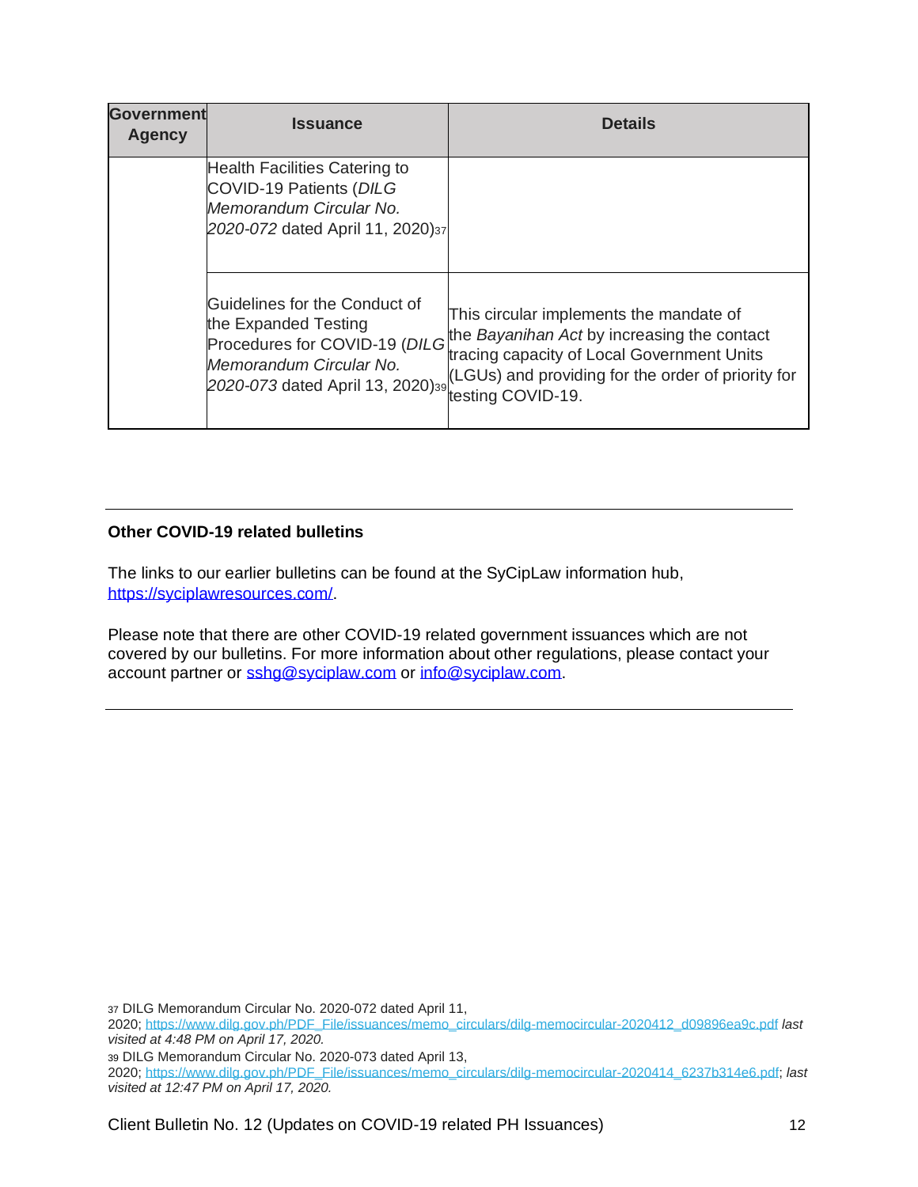| Government Agency | Issuance | Details |
|---|---|---|
| | Health Facilities Catering to COVID-19 Patients (*DILG Memorandum Circular No. 2020-072* dated April 11, 2020)[37] | |
| | Guidelines for the Conduct of the Expanded Testing Procedures for COVID-19 (*DILG Memorandum Circular No. 2020-073* dated April 13, 2020)[39] | This circular implements the mandate of the *Bayanihan Act* by increasing the contact tracing capacity of Local Government Units (LGUs) and providing for the order of priority for testing COVID-19. |

---

**Other COVID-19 related bulletins**

The links to our earlier bulletins can be found at the SyCipLaw information hub, https://syciplawresources.com/.

Please note that there are other COVID-19 related government issuances which are not covered by our bulletins. For more information about other regulations, please contact your account partner or sshg@syciplaw.com or info@syciplaw.com.

---

[37] DILG Memorandum Circular No. 2020-072 dated April 11, 2020; https://www.dilg.gov.ph/PDF_File/issuances/memo_circulars/dilg-memocircular-2020412_d09896ea9c.pdf *last visited at 4:48 PM on April 17, 2020.*

[39] DILG Memorandum Circular No. 2020-073 dated April 13, 2020; https://www.dilg.gov.ph/PDF_File/issuances/memo_circulars/dilg-memocircular-2020414_6237b314e6.pdf; *last visited at 12:47 PM on April 17, 2020.*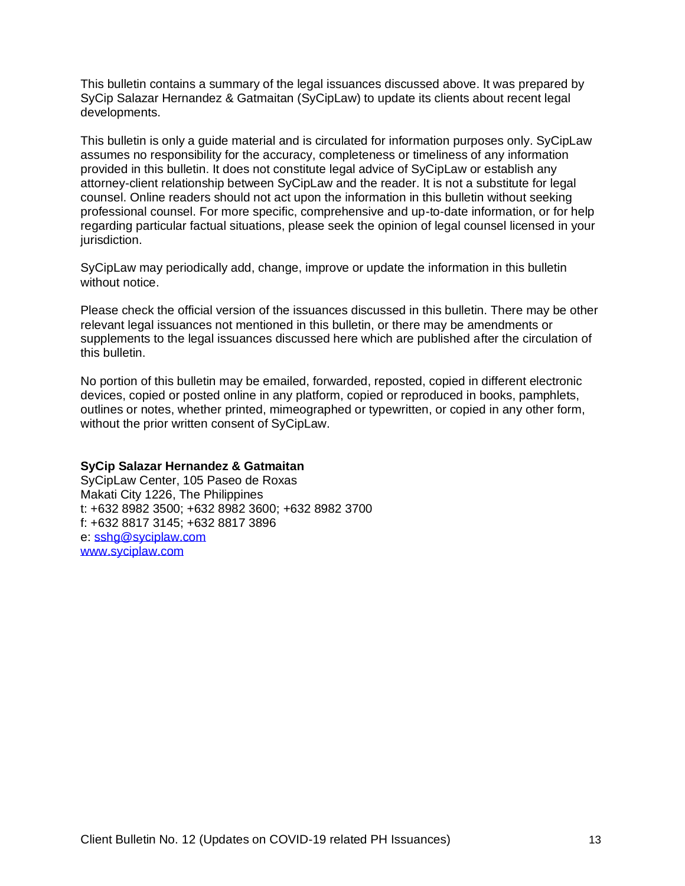This bulletin contains a summary of the legal issuances discussed above. It was prepared by SyCip Salazar Hernandez & Gatmaitan (SyCipLaw) to update its clients about recent legal developments.

This bulletin is only a guide material and is circulated for information purposes only. SyCipLaw assumes no responsibility for the accuracy, completeness or timeliness of any information provided in this bulletin. It does not constitute legal advice of SyCipLaw or establish any attorney-client relationship between SyCipLaw and the reader. It is not a substitute for legal counsel. Online readers should not act upon the information in this bulletin without seeking professional counsel. For more specific, comprehensive and up-to-date information, or for help regarding particular factual situations, please seek the opinion of legal counsel licensed in your jurisdiction.

SyCipLaw may periodically add, change, improve or update the information in this bulletin without notice.

Please check the official version of the issuances discussed in this bulletin. There may be other relevant legal issuances not mentioned in this bulletin, or there may be amendments or supplements to the legal issuances discussed here which are published after the circulation of this bulletin.

No portion of this bulletin may be emailed, forwarded, reposted, copied in different electronic devices, copied or posted online in any platform, copied or reproduced in books, pamphlets, outlines or notes, whether printed, mimeographed or typewritten, or copied in any other form, without the prior written consent of SyCipLaw.

**SyCip Salazar Hernandez & Gatmaitan**
SyCipLaw Center, 105 Paseo de Roxas
Makati City 1226, The Philippines
t: +632 8982 3500; +632 8982 3600; +632 8982 3700
f: +632 8817 3145; +632 8817 3896
e: sshg@syciplaw.com
www.syciplaw.com